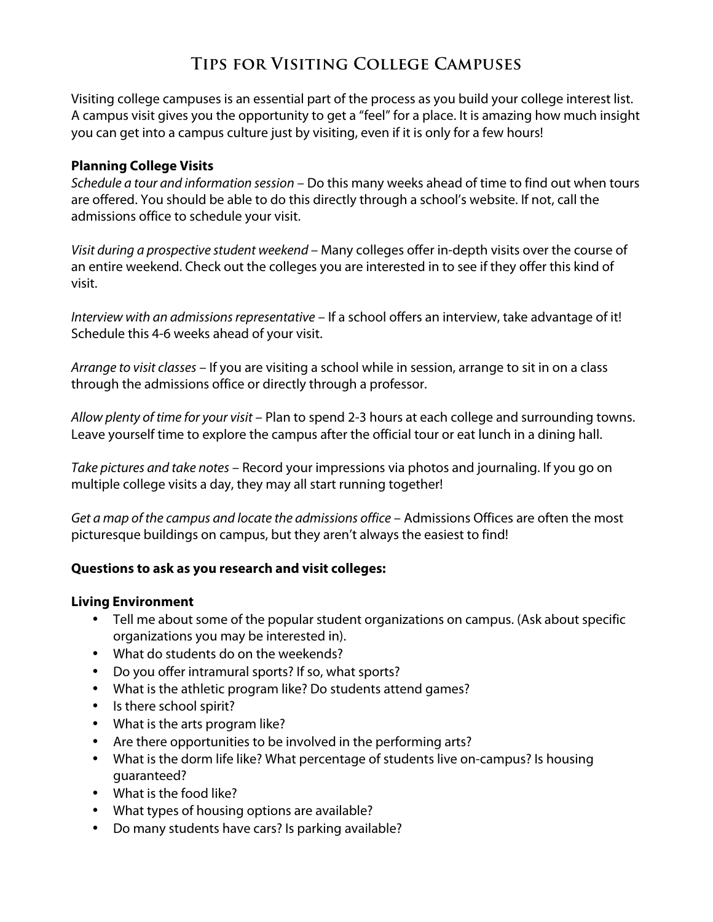# Tips for Visiting College Campuses

Visiting college campuses is an essential part of the process as you build your college interest list. A campus visit gives you the opportunity to get a "feel" for a place. It is amazing how much insight you can get into a campus culture just by visiting, even if it is only for a few hours!

**Planning College Visits**

*Schedule a tour and information session* – Do this many weeks ahead of time to find out when tours are offered. You should be able to do this directly through a school's website. If not, call the admissions office to schedule your visit.

*Visit during a prospective student weekend* – Many colleges offer in-depth visits over the course of an entire weekend. Check out the colleges you are interested in to see if they offer this kind of visit.

*Interview with an admissions representative* – If a school offers an interview, take advantage of it! Schedule this 4-6 weeks ahead of your visit.

*Arrange to visit classes* – If you are visiting a school while in session, arrange to sit in on a class through the admissions office or directly through a professor.

*Allow plenty of time for your visit* – Plan to spend 2-3 hours at each college and surrounding towns. Leave yourself time to explore the campus after the official tour or eat lunch in a dining hall.

*Take pictures and take notes* – Record your impressions via photos and journaling. If you go on multiple college visits a day, they may all start running together!

*Get a map of the campus and locate the admissions office* – Admissions Offices are often the most picturesque buildings on campus, but they aren't always the easiest to find!

**Questions to ask as you research and visit colleges:**

**Living Environment**

- Tell me about some of the popular student organizations on campus. (Ask about specific organizations you may be interested in).
- What do students do on the weekends?
- Do you offer intramural sports? If so, what sports?
- What is the athletic program like? Do students attend games?
- Is there school spirit?
- What is the arts program like?
- Are there opportunities to be involved in the performing arts?
- What is the dorm life like? What percentage of students live on-campus? Is housing guaranteed?
- What is the food like?
- What types of housing options are available?
- Do many students have cars? Is parking available?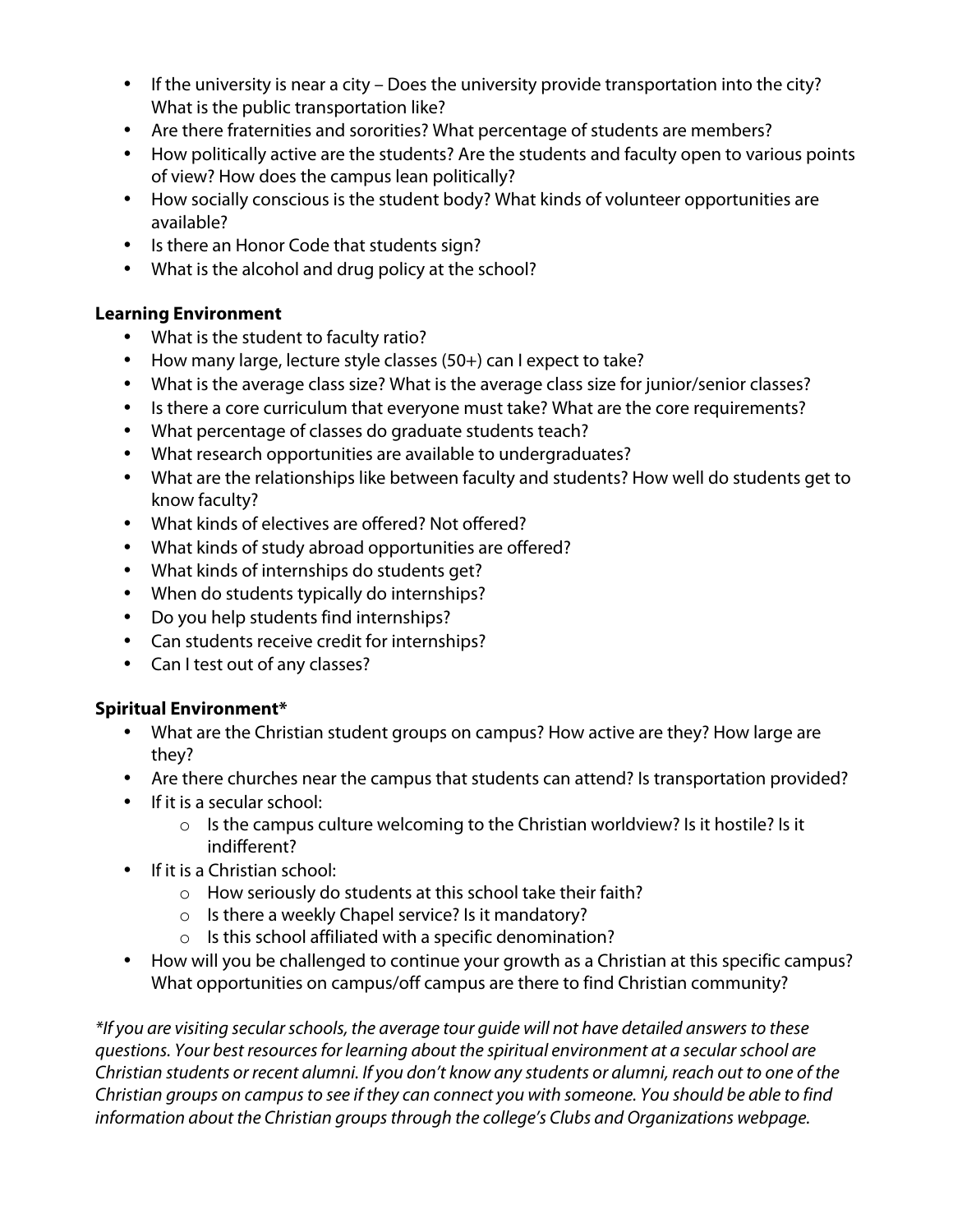- If the university is near a city – Does the university provide transportation into the city? What is the public transportation like?
- Are there fraternities and sororities? What percentage of students are members?
- How politically active are the students? Are the students and faculty open to various points of view? How does the campus lean politically?
- How socially conscious is the student body? What kinds of volunteer opportunities are available?
- Is there an Honor Code that students sign?
- What is the alcohol and drug policy at the school?

**Learning Environment**

- What is the student to faculty ratio?
- How many large, lecture style classes (50+) can I expect to take?
- What is the average class size? What is the average class size for junior/senior classes?
- Is there a core curriculum that everyone must take? What are the core requirements?
- What percentage of classes do graduate students teach?
- What research opportunities are available to undergraduates?
- What are the relationships like between faculty and students? How well do students get to know faculty?
- What kinds of electives are offered? Not offered?
- What kinds of study abroad opportunities are offered?
- What kinds of internships do students get?
- When do students typically do internships?
- Do you help students find internships?
- Can students receive credit for internships?
- Can I test out of any classes?

**Spiritual Environment***

- What are the Christian student groups on campus? How active are they? How large are they?
- Are there churches near the campus that students can attend? Is transportation provided?
- If it is a secular school:
    - Is the campus culture welcoming to the Christian worldview? Is it hostile? Is it indifferent?
- If it is a Christian school:
    - How seriously do students at this school take their faith?
    - Is there a weekly Chapel service? Is it mandatory?
    - Is this school affiliated with a specific denomination?
- How will you be challenged to continue your growth as a Christian at this specific campus? What opportunities on campus/off campus are there to find Christian community?

*\*If you are visiting secular schools, the average tour guide will not have detailed answers to these questions. Your best resources for learning about the spiritual environment at a secular school are Christian students or recent alumni. If you don't know any students or alumni, reach out to one of the Christian groups on campus to see if they can connect you with someone. You should be able to find information about the Christian groups through the college's Clubs and Organizations webpage.*